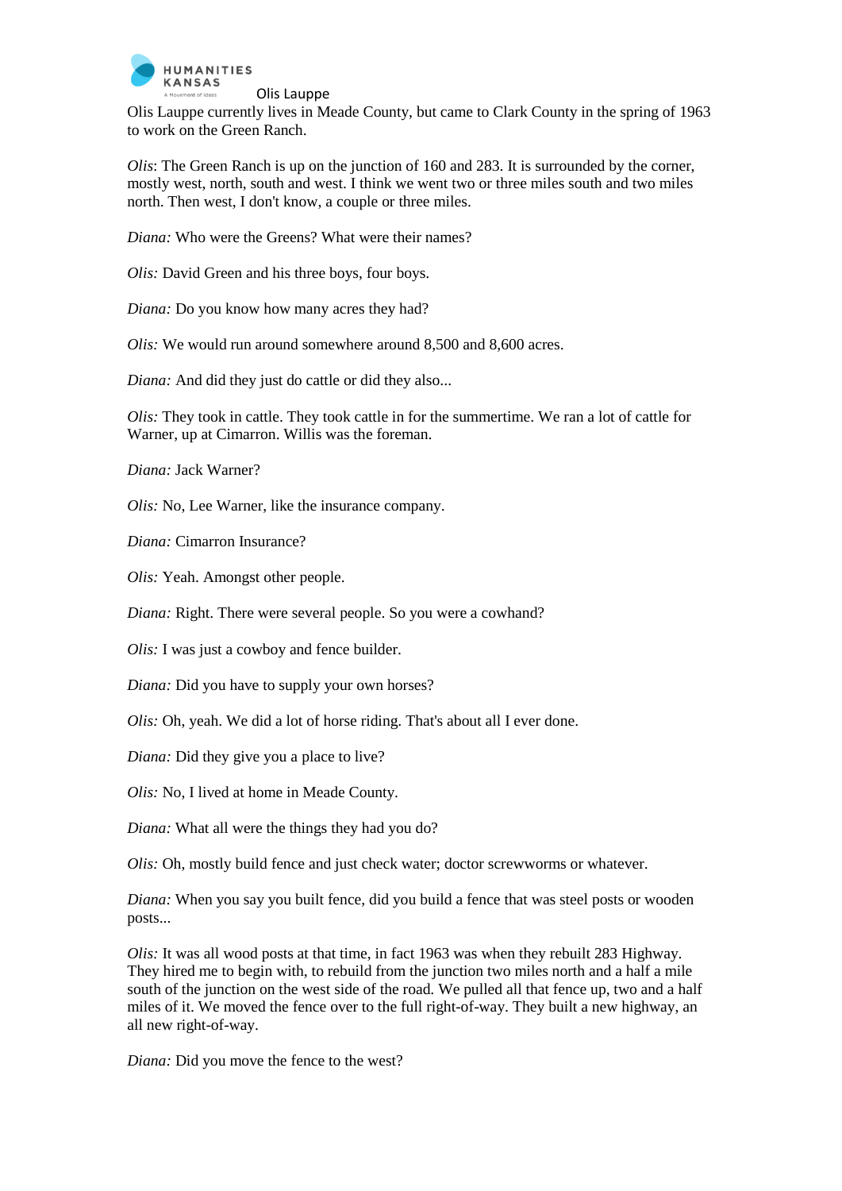# Olis Lauppe

Olis Lauppe currently lives in Meade County, but came to Clark County in the spring of 1963 to work on the Green Ranch.

*Olis*: The Green Ranch is up on the junction of 160 and 283. It is surrounded by the corner, mostly west, north, south and west. I think we went two or three miles south and two miles north. Then west, I don't know, a couple or three miles.

*Diana:* Who were the Greens? What were their names?

*Olis:* David Green and his three boys, four boys.

*Diana:* Do you know how many acres they had?

*Olis:* We would run around somewhere around 8,500 and 8,600 acres.

*Diana:* And did they just do cattle or did they also...

*Olis:* They took in cattle. They took cattle in for the summertime. We ran a lot of cattle for Warner, up at Cimarron. Willis was the foreman.

*Diana:* Jack Warner?

*Olis:* No, Lee Warner, like the insurance company.

*Diana:* Cimarron Insurance?

*Olis:* Yeah. Amongst other people.

*Diana:* Right. There were several people. So you were a cowhand?

*Olis:* I was just a cowboy and fence builder.

*Diana:* Did you have to supply your own horses?

*Olis:* Oh, yeah. We did a lot of horse riding. That's about all I ever done.

*Diana:* Did they give you a place to live?

*Olis:* No, I lived at home in Meade County.

*Diana:* What all were the things they had you do?

*Olis:* Oh, mostly build fence and just check water; doctor screwworms or whatever.

*Diana:* When you say you built fence, did you build a fence that was steel posts or wooden posts...

*Olis:* It was all wood posts at that time, in fact 1963 was when they rebuilt 283 Highway. They hired me to begin with, to rebuild from the junction two miles north and a half a mile south of the junction on the west side of the road. We pulled all that fence up, two and a half miles of it. We moved the fence over to the full right-of-way. They built a new highway, an all new right-of-way.

*Diana:* Did you move the fence to the west?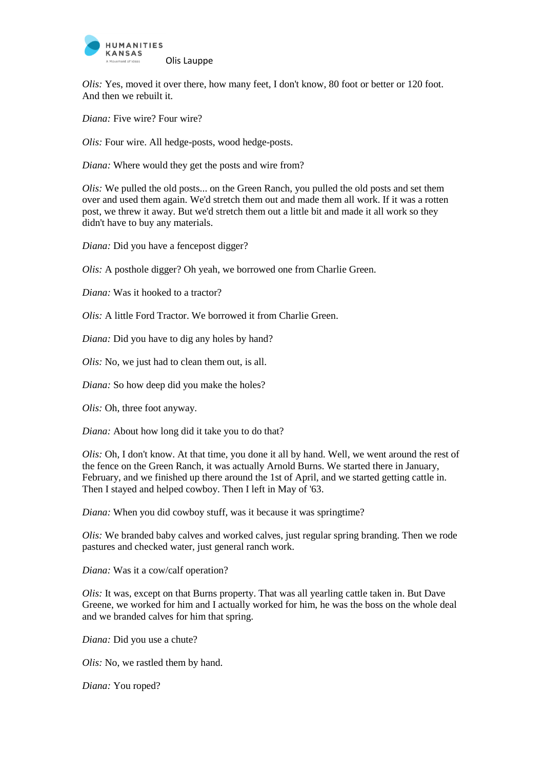*Olis:* Yes, moved it over there, how many feet, I don't know, 80 foot or better or 120 foot. And then we rebuilt it.

*Diana:* Five wire? Four wire?

*Olis:* Four wire. All hedge-posts, wood hedge-posts.

*Diana:* Where would they get the posts and wire from?

*Olis:* We pulled the old posts... on the Green Ranch, you pulled the old posts and set them over and used them again. We'd stretch them out and made them all work. If it was a rotten post, we threw it away. But we'd stretch them out a little bit and made it all work so they didn't have to buy any materials.

*Diana:* Did you have a fencepost digger?

*Olis:* A posthole digger? Oh yeah, we borrowed one from Charlie Green.

*Diana:* Was it hooked to a tractor?

*Olis:* A little Ford Tractor. We borrowed it from Charlie Green.

*Diana:* Did you have to dig any holes by hand?

*Olis:* No, we just had to clean them out, is all.

*Diana:* So how deep did you make the holes?

*Olis:* Oh, three foot anyway.

*Diana:* About how long did it take you to do that?

*Olis:* Oh, I don't know. At that time, you done it all by hand. Well, we went around the rest of the fence on the Green Ranch, it was actually Arnold Burns. We started there in January, February, and we finished up there around the 1st of April, and we started getting cattle in. Then I stayed and helped cowboy. Then I left in May of '63.

*Diana:* When you did cowboy stuff, was it because it was springtime?

*Olis:* We branded baby calves and worked calves, just regular spring branding. Then we rode pastures and checked water, just general ranch work.

*Diana:* Was it a cow/calf operation?

*Olis:* It was, except on that Burns property. That was all yearling cattle taken in. But Dave Greene, we worked for him and I actually worked for him, he was the boss on the whole deal and we branded calves for him that spring.

*Diana:* Did you use a chute?

*Olis:* No, we rastled them by hand.

*Diana:* You roped?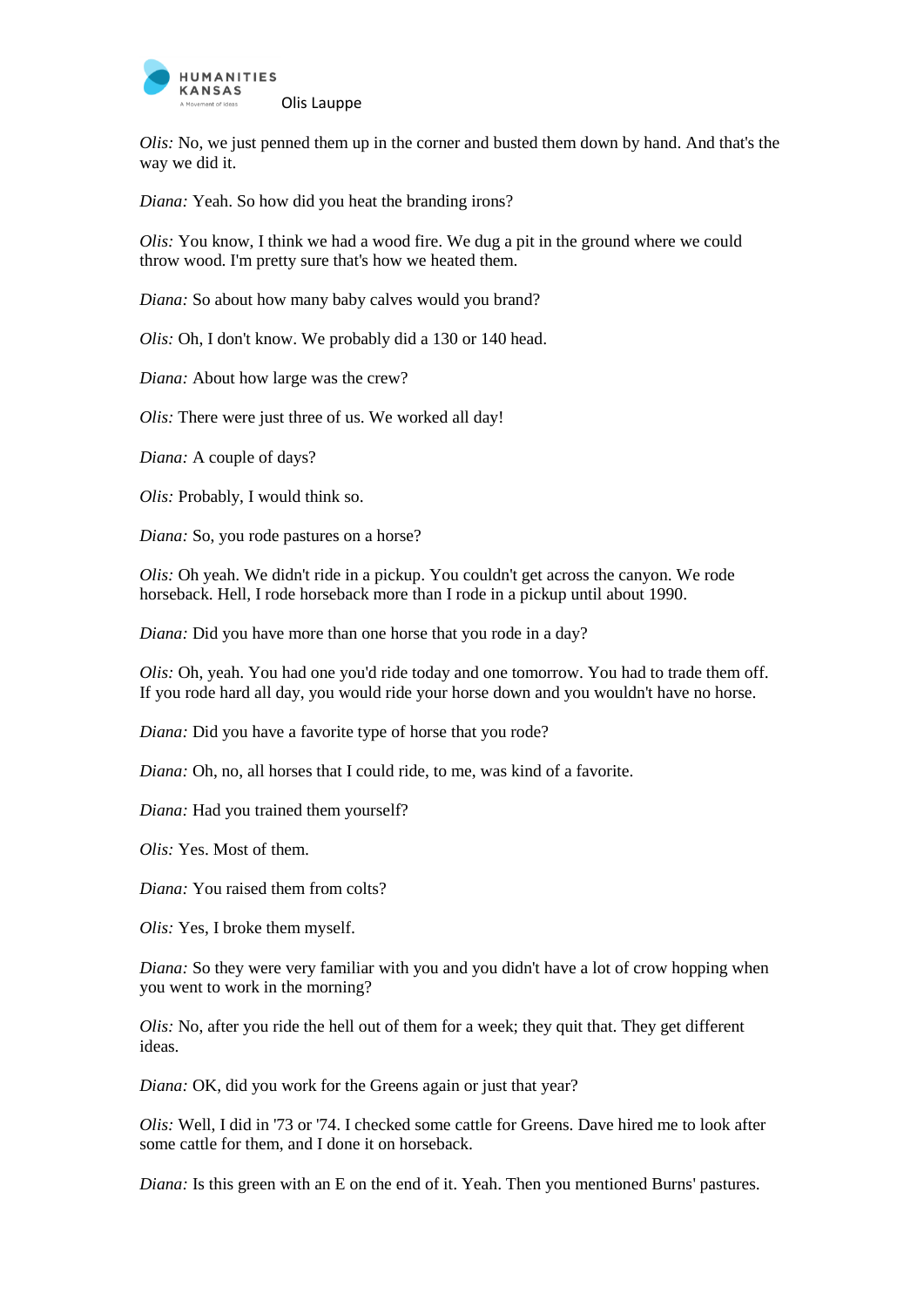*Olis:* No, we just penned them up in the corner and busted them down by hand. And that's the way we did it.

*Diana:* Yeah. So how did you heat the branding irons?

*Olis:* You know, I think we had a wood fire. We dug a pit in the ground where we could throw wood. I'm pretty sure that's how we heated them.

*Diana:* So about how many baby calves would you brand?

*Olis:* Oh, I don't know. We probably did a 130 or 140 head.

*Diana:* About how large was the crew?

*Olis:* There were just three of us. We worked all day!

*Diana:* A couple of days?

*Olis:* Probably, I would think so.

*Diana:* So, you rode pastures on a horse?

*Olis:* Oh yeah. We didn't ride in a pickup. You couldn't get across the canyon. We rode horseback. Hell, I rode horseback more than I rode in a pickup until about 1990.

*Diana:* Did you have more than one horse that you rode in a day?

*Olis:* Oh, yeah. You had one you'd ride today and one tomorrow. You had to trade them off. If you rode hard all day, you would ride your horse down and you wouldn't have no horse.

*Diana:* Did you have a favorite type of horse that you rode?

*Diana:* Oh, no, all horses that I could ride, to me, was kind of a favorite.

*Diana:* Had you trained them yourself?

*Olis:* Yes. Most of them.

*Diana:* You raised them from colts?

*Olis:* Yes, I broke them myself.

*Diana:* So they were very familiar with you and you didn't have a lot of crow hopping when you went to work in the morning?

*Olis:* No, after you ride the hell out of them for a week; they quit that. They get different ideas.

*Diana:* OK, did you work for the Greens again or just that year?

*Olis:* Well, I did in '73 or '74. I checked some cattle for Greens. Dave hired me to look after some cattle for them, and I done it on horseback.

*Diana:* Is this green with an E on the end of it. Yeah. Then you mentioned Burns' pastures.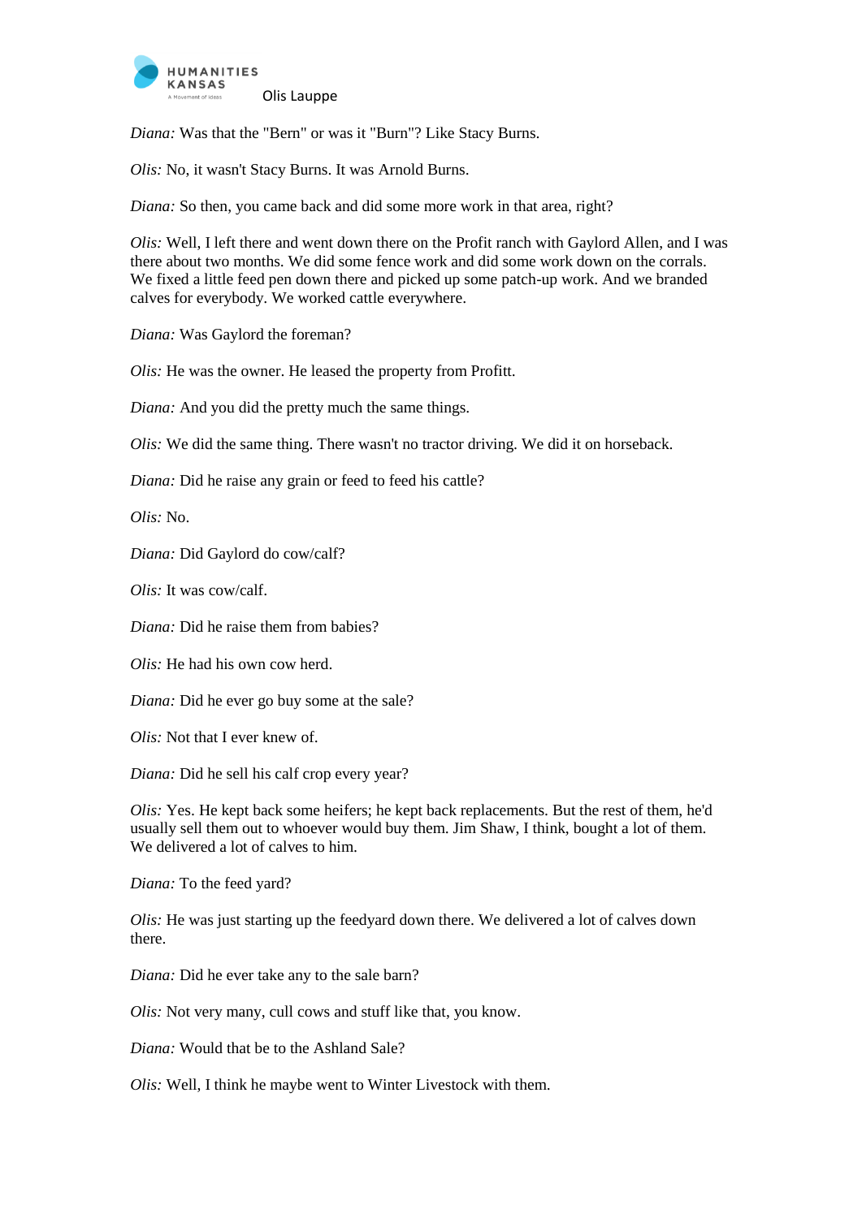*Diana:* Was that the "Bern" or was it "Burn"? Like Stacy Burns.

*Olis:* No, it wasn't Stacy Burns. It was Arnold Burns.

*Diana:* So then, you came back and did some more work in that area, right?

*Olis:* Well, I left there and went down there on the Profit ranch with Gaylord Allen, and I was there about two months. We did some fence work and did some work down on the corrals. We fixed a little feed pen down there and picked up some patch-up work. And we branded calves for everybody. We worked cattle everywhere.

*Diana:* Was Gaylord the foreman?

*Olis:* He was the owner. He leased the property from Profitt.

*Diana:* And you did the pretty much the same things.

*Olis:* We did the same thing. There wasn't no tractor driving. We did it on horseback.

*Diana:* Did he raise any grain or feed to feed his cattle?

*Olis:* No.

*Diana:* Did Gaylord do cow/calf?

*Olis:* It was cow/calf.

*Diana:* Did he raise them from babies?

*Olis:* He had his own cow herd.

*Diana:* Did he ever go buy some at the sale?

*Olis:* Not that I ever knew of.

*Diana:* Did he sell his calf crop every year?

*Olis:* Yes. He kept back some heifers; he kept back replacements. But the rest of them, he'd usually sell them out to whoever would buy them. Jim Shaw, I think, bought a lot of them. We delivered a lot of calves to him.

*Diana:* To the feed yard?

*Olis:* He was just starting up the feedyard down there. We delivered a lot of calves down there.

*Diana:* Did he ever take any to the sale barn?

*Olis:* Not very many, cull cows and stuff like that, you know.

*Diana:* Would that be to the Ashland Sale?

*Olis:* Well, I think he maybe went to Winter Livestock with them.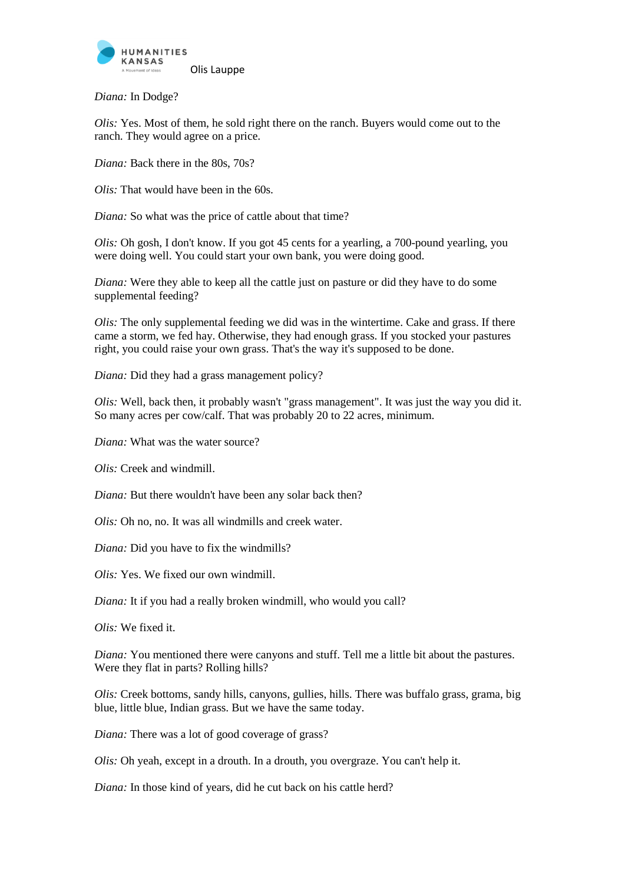*Diana:* In Dodge?

*Olis:* Yes. Most of them, he sold right there on the ranch. Buyers would come out to the ranch. They would agree on a price.

*Diana:* Back there in the 80s, 70s?

*Olis:* That would have been in the 60s.

*Diana:* So what was the price of cattle about that time?

*Olis:* Oh gosh, I don't know. If you got 45 cents for a yearling, a 700-pound yearling, you were doing well. You could start your own bank, you were doing good.

*Diana:* Were they able to keep all the cattle just on pasture or did they have to do some supplemental feeding?

*Olis:* The only supplemental feeding we did was in the wintertime. Cake and grass. If there came a storm, we fed hay. Otherwise, they had enough grass. If you stocked your pastures right, you could raise your own grass. That's the way it's supposed to be done.

*Diana:* Did they had a grass management policy?

*Olis:* Well, back then, it probably wasn't "grass management". It was just the way you did it. So many acres per cow/calf. That was probably 20 to 22 acres, minimum.

*Diana:* What was the water source?

*Olis:* Creek and windmill.

*Diana:* But there wouldn't have been any solar back then?

*Olis:* Oh no, no. It was all windmills and creek water.

*Diana:* Did you have to fix the windmills?

*Olis:* Yes. We fixed our own windmill.

*Diana:* It if you had a really broken windmill, who would you call?

*Olis:* We fixed it.

*Diana:* You mentioned there were canyons and stuff. Tell me a little bit about the pastures. Were they flat in parts? Rolling hills?

*Olis:* Creek bottoms, sandy hills, canyons, gullies, hills. There was buffalo grass, grama, big blue, little blue, Indian grass. But we have the same today.

*Diana:* There was a lot of good coverage of grass?

*Olis:* Oh yeah, except in a drouth. In a drouth, you overgraze. You can't help it.

*Diana:* In those kind of years, did he cut back on his cattle herd?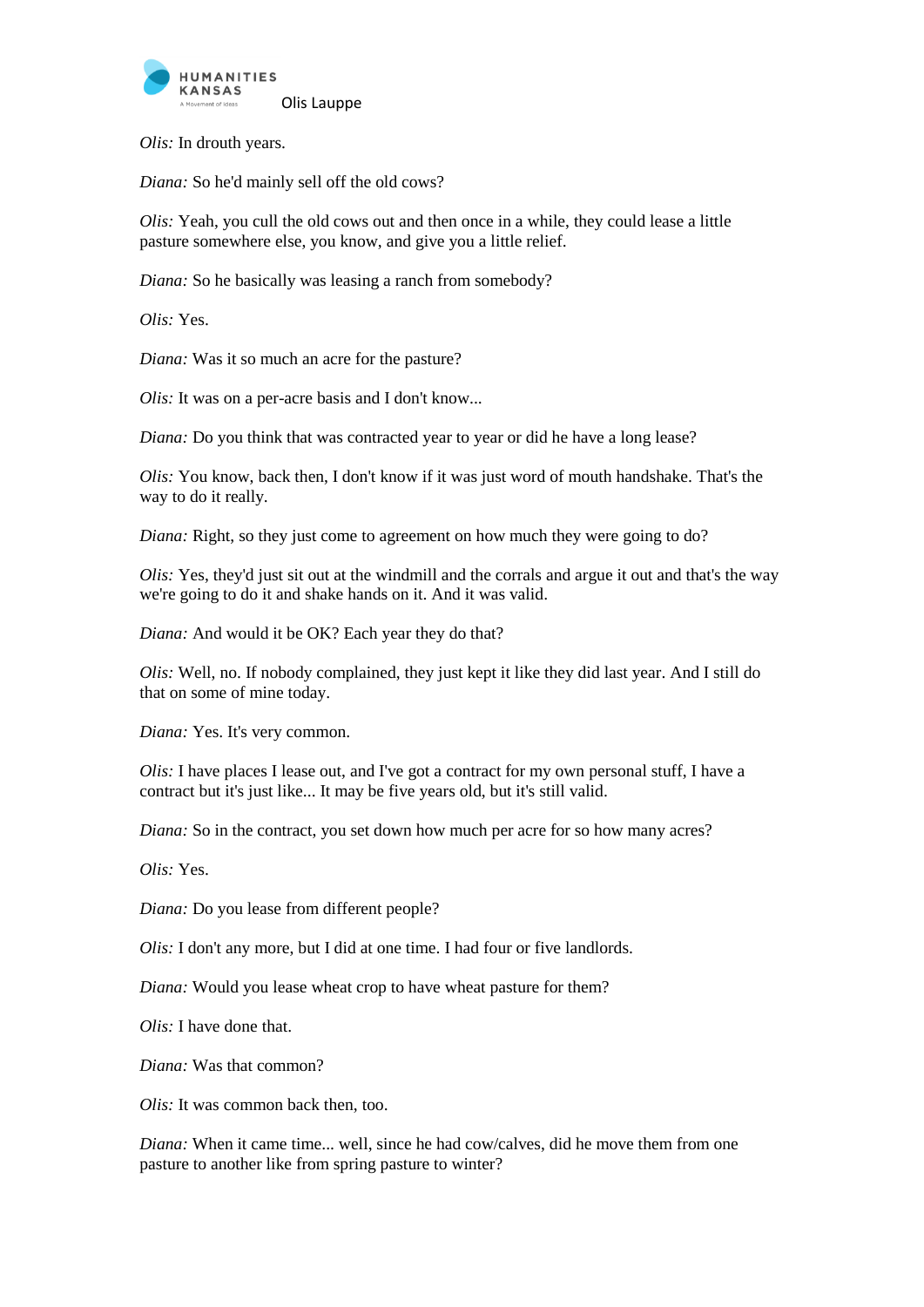*Olis:* In drouth years.

*Diana:* So he'd mainly sell off the old cows?

*Olis:* Yeah, you cull the old cows out and then once in a while, they could lease a little pasture somewhere else, you know, and give you a little relief.

*Diana:* So he basically was leasing a ranch from somebody?

*Olis:* Yes.

*Diana:* Was it so much an acre for the pasture?

*Olis:* It was on a per-acre basis and I don't know...

*Diana:* Do you think that was contracted year to year or did he have a long lease?

*Olis:* You know, back then, I don't know if it was just word of mouth handshake. That's the way to do it really.

*Diana:* Right, so they just come to agreement on how much they were going to do?

*Olis:* Yes, they'd just sit out at the windmill and the corrals and argue it out and that's the way we're going to do it and shake hands on it. And it was valid.

*Diana:* And would it be OK? Each year they do that?

*Olis:* Well, no. If nobody complained, they just kept it like they did last year. And I still do that on some of mine today.

*Diana:* Yes. It's very common.

*Olis:* I have places I lease out, and I've got a contract for my own personal stuff, I have a contract but it's just like... It may be five years old, but it's still valid.

*Diana:* So in the contract, you set down how much per acre for so how many acres?

*Olis:* Yes.

*Diana:* Do you lease from different people?

*Olis:* I don't any more, but I did at one time. I had four or five landlords.

*Diana:* Would you lease wheat crop to have wheat pasture for them?

*Olis:* I have done that.

*Diana:* Was that common?

*Olis:* It was common back then, too.

*Diana:* When it came time... well, since he had cow/calves, did he move them from one pasture to another like from spring pasture to winter?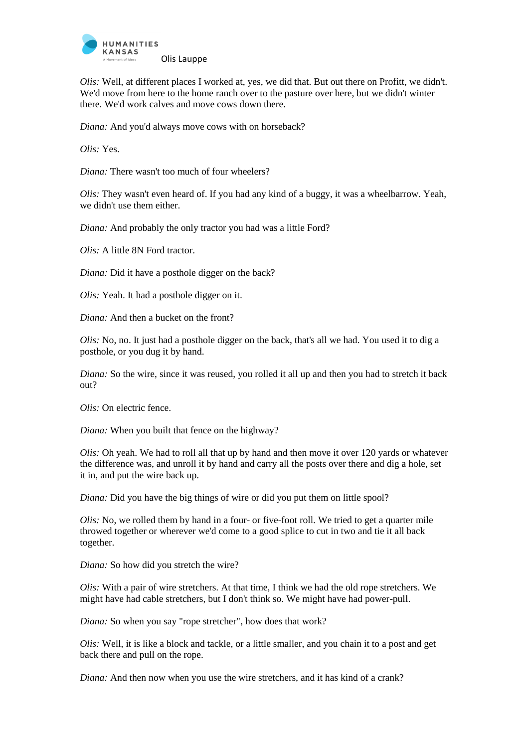*Olis:* Well, at different places I worked at, yes, we did that. But out there on Profitt, we didn't. We'd move from here to the home ranch over to the pasture over here, but we didn't winter there. We'd work calves and move cows down there.

*Diana:* And you'd always move cows with on horseback?

*Olis:* Yes.

*Diana:* There wasn't too much of four wheelers?

*Olis:* They wasn't even heard of. If you had any kind of a buggy, it was a wheelbarrow. Yeah, we didn't use them either.

*Diana:* And probably the only tractor you had was a little Ford?

*Olis:* A little 8N Ford tractor.

*Diana:* Did it have a posthole digger on the back?

*Olis:* Yeah. It had a posthole digger on it.

*Diana:* And then a bucket on the front?

*Olis:* No, no. It just had a posthole digger on the back, that's all we had. You used it to dig a posthole, or you dug it by hand.

*Diana:* So the wire, since it was reused, you rolled it all up and then you had to stretch it back out?

*Olis:* On electric fence.

*Diana:* When you built that fence on the highway?

*Olis:* Oh yeah. We had to roll all that up by hand and then move it over 120 yards or whatever the difference was, and unroll it by hand and carry all the posts over there and dig a hole, set it in, and put the wire back up.

*Diana:* Did you have the big things of wire or did you put them on little spool?

*Olis:* No, we rolled them by hand in a four- or five-foot roll. We tried to get a quarter mile throwed together or wherever we'd come to a good splice to cut in two and tie it all back together.

*Diana:* So how did you stretch the wire?

*Olis:* With a pair of wire stretchers. At that time, I think we had the old rope stretchers. We might have had cable stretchers, but I don't think so. We might have had power-pull.

*Diana:* So when you say "rope stretcher", how does that work?

*Olis:* Well, it is like a block and tackle, or a little smaller, and you chain it to a post and get back there and pull on the rope.

*Diana:* And then now when you use the wire stretchers, and it has kind of a crank?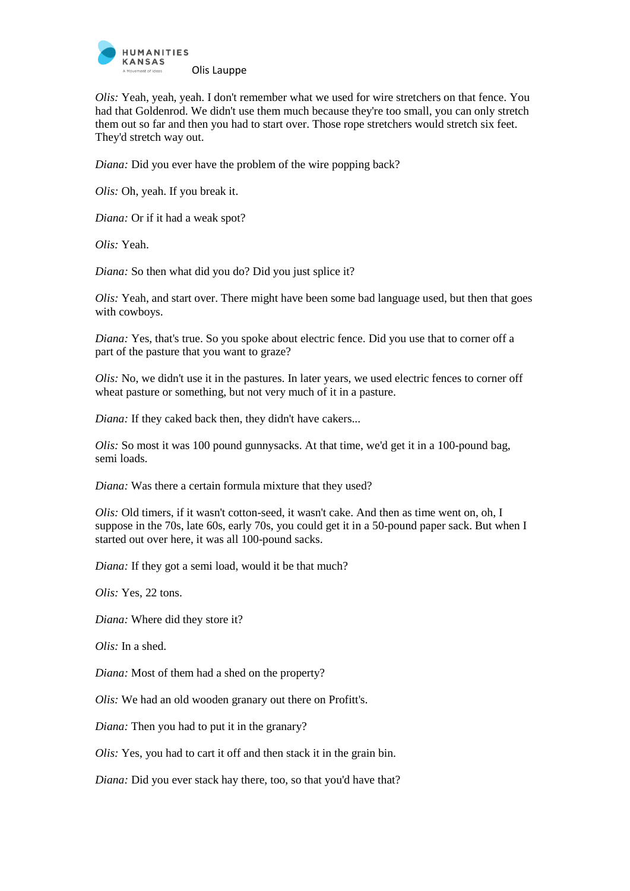*Olis:* Yeah, yeah, yeah. I don't remember what we used for wire stretchers on that fence. You had that Goldenrod. We didn't use them much because they're too small, you can only stretch them out so far and then you had to start over. Those rope stretchers would stretch six feet. They'd stretch way out.

*Diana:* Did you ever have the problem of the wire popping back?

*Olis:* Oh, yeah. If you break it.

*Diana:* Or if it had a weak spot?

*Olis:* Yeah.

*Diana:* So then what did you do? Did you just splice it?

*Olis:* Yeah, and start over. There might have been some bad language used, but then that goes with cowboys.

*Diana:* Yes, that's true. So you spoke about electric fence. Did you use that to corner off a part of the pasture that you want to graze?

*Olis:* No, we didn't use it in the pastures. In later years, we used electric fences to corner off wheat pasture or something, but not very much of it in a pasture.

*Diana:* If they caked back then, they didn't have cakers...

*Olis:* So most it was 100 pound gunnysacks. At that time, we'd get it in a 100-pound bag, semi loads.

*Diana:* Was there a certain formula mixture that they used?

*Olis:* Old timers, if it wasn't cotton-seed, it wasn't cake. And then as time went on, oh, I suppose in the 70s, late 60s, early 70s, you could get it in a 50-pound paper sack. But when I started out over here, it was all 100-pound sacks.

*Diana:* If they got a semi load, would it be that much?

*Olis:* Yes, 22 tons.

*Diana:* Where did they store it?

*Olis:* In a shed.

*Diana:* Most of them had a shed on the property?

*Olis:* We had an old wooden granary out there on Profitt's.

*Diana:* Then you had to put it in the granary?

*Olis:* Yes, you had to cart it off and then stack it in the grain bin.

*Diana:* Did you ever stack hay there, too, so that you'd have that?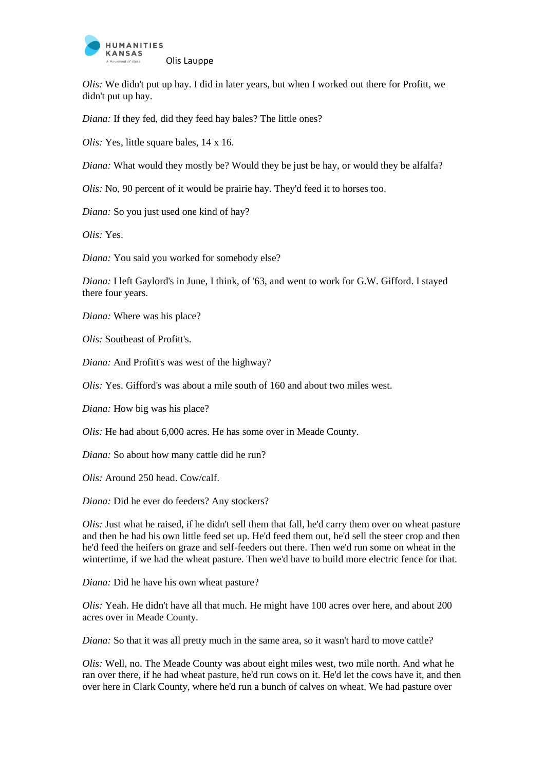*Olis:* We didn't put up hay. I did in later years, but when I worked out there for Profitt, we didn't put up hay.

*Diana:* If they fed, did they feed hay bales? The little ones?

*Olis:* Yes, little square bales, 14 x 16.

*Diana:* What would they mostly be? Would they be just be hay, or would they be alfalfa?

*Olis:* No, 90 percent of it would be prairie hay. They'd feed it to horses too.

*Diana:* So you just used one kind of hay?

*Olis:* Yes.

*Diana:* You said you worked for somebody else?

*Diana:* I left Gaylord's in June, I think, of '63, and went to work for G.W. Gifford. I stayed there four years.

*Diana:* Where was his place?

*Olis:* Southeast of Profitt's.

*Diana:* And Profitt's was west of the highway?

*Olis:* Yes. Gifford's was about a mile south of 160 and about two miles west.

*Diana:* How big was his place?

*Olis:* He had about 6,000 acres. He has some over in Meade County.

*Diana:* So about how many cattle did he run?

*Olis:* Around 250 head. Cow/calf.

*Diana:* Did he ever do feeders? Any stockers?

*Olis:* Just what he raised, if he didn't sell them that fall, he'd carry them over on wheat pasture and then he had his own little feed set up. He'd feed them out, he'd sell the steer crop and then he'd feed the heifers on graze and self-feeders out there. Then we'd run some on wheat in the wintertime, if we had the wheat pasture. Then we'd have to build more electric fence for that.

*Diana:* Did he have his own wheat pasture?

*Olis:* Yeah. He didn't have all that much. He might have 100 acres over here, and about 200 acres over in Meade County.

*Diana:* So that it was all pretty much in the same area, so it wasn't hard to move cattle?

*Olis:* Well, no. The Meade County was about eight miles west, two mile north. And what he ran over there, if he had wheat pasture, he'd run cows on it. He'd let the cows have it, and then over here in Clark County, where he'd run a bunch of calves on wheat. We had pasture over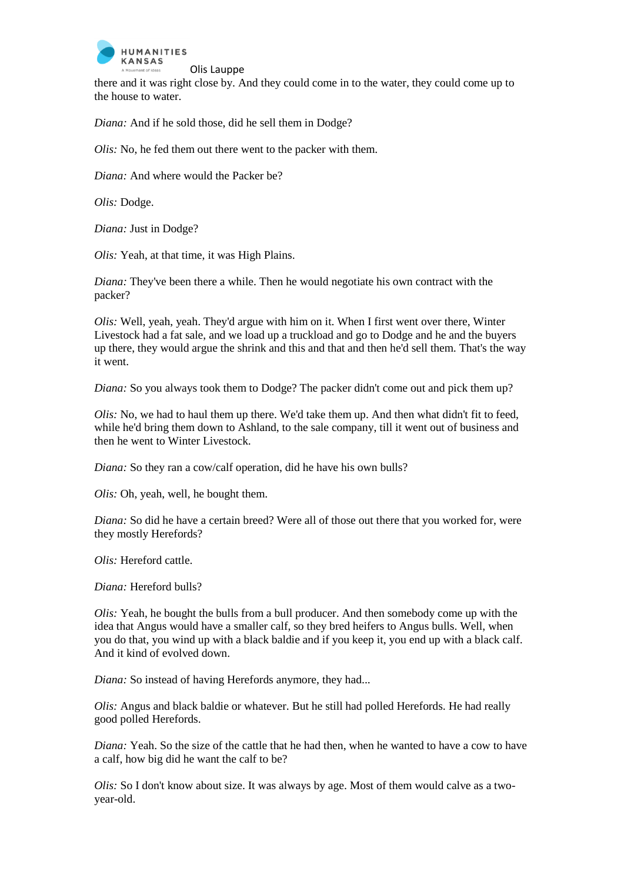there and it was right close by. And they could come in to the water, they could come up to the house to water.

*Diana:* And if he sold those, did he sell them in Dodge?

*Olis:* No, he fed them out there went to the packer with them.

*Diana:* And where would the Packer be?

*Olis:* Dodge.

*Diana:* Just in Dodge?

*Olis:* Yeah, at that time, it was High Plains.

*Diana:* They've been there a while. Then he would negotiate his own contract with the packer?

*Olis:* Well, yeah, yeah. They'd argue with him on it. When I first went over there, Winter Livestock had a fat sale, and we load up a truckload and go to Dodge and he and the buyers up there, they would argue the shrink and this and that and then he'd sell them. That's the way it went.

*Diana:* So you always took them to Dodge? The packer didn't come out and pick them up?

*Olis:* No, we had to haul them up there. We'd take them up. And then what didn't fit to feed, while he'd bring them down to Ashland, to the sale company, till it went out of business and then he went to Winter Livestock.

*Diana:* So they ran a cow/calf operation, did he have his own bulls?

*Olis:* Oh, yeah, well, he bought them.

*Diana:* So did he have a certain breed? Were all of those out there that you worked for, were they mostly Herefords?

*Olis:* Hereford cattle.

*Diana:* Hereford bulls?

*Olis:* Yeah, he bought the bulls from a bull producer. And then somebody come up with the idea that Angus would have a smaller calf, so they bred heifers to Angus bulls. Well, when you do that, you wind up with a black baldie and if you keep it, you end up with a black calf. And it kind of evolved down.

*Diana:* So instead of having Herefords anymore, they had...

*Olis:* Angus and black baldie or whatever. But he still had polled Herefords. He had really good polled Herefords.

*Diana:* Yeah. So the size of the cattle that he had then, when he wanted to have a cow to have a calf, how big did he want the calf to be?

*Olis:* So I don't know about size. It was always by age. Most of them would calve as a two-year-old.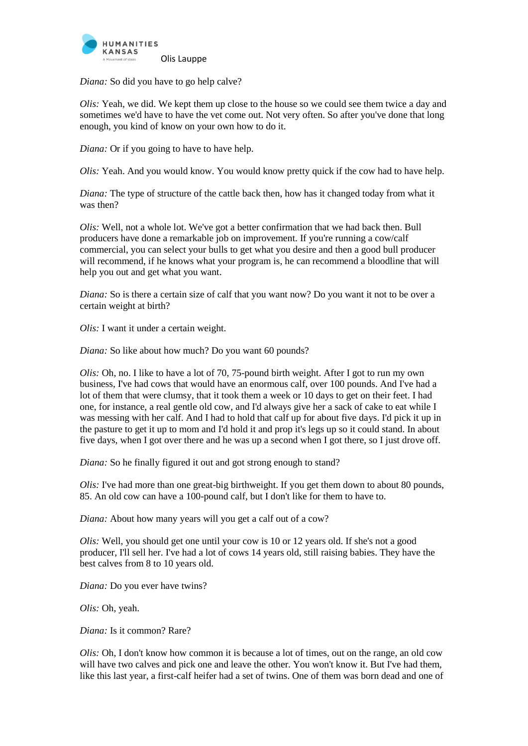*Diana:* So did you have to go help calve?

*Olis:* Yeah, we did. We kept them up close to the house so we could see them twice a day and sometimes we'd have to have the vet come out. Not very often. So after you've done that long enough, you kind of know on your own how to do it.

*Diana:* Or if you going to have to have help.

*Olis:* Yeah. And you would know. You would know pretty quick if the cow had to have help.

*Diana:* The type of structure of the cattle back then, how has it changed today from what it was then?

*Olis:* Well, not a whole lot. We've got a better confirmation that we had back then. Bull producers have done a remarkable job on improvement. If you're running a cow/calf commercial, you can select your bulls to get what you desire and then a good bull producer will recommend, if he knows what your program is, he can recommend a bloodline that will help you out and get what you want.

*Diana:* So is there a certain size of calf that you want now? Do you want it not to be over a certain weight at birth?

*Olis:* I want it under a certain weight.

*Diana:* So like about how much? Do you want 60 pounds?

*Olis:* Oh, no. I like to have a lot of 70, 75-pound birth weight. After I got to run my own business, I've had cows that would have an enormous calf, over 100 pounds. And I've had a lot of them that were clumsy, that it took them a week or 10 days to get on their feet. I had one, for instance, a real gentle old cow, and I'd always give her a sack of cake to eat while I was messing with her calf. And I had to hold that calf up for about five days. I'd pick it up in the pasture to get it up to mom and I'd hold it and prop it's legs up so it could stand. In about five days, when I got over there and he was up a second when I got there, so I just drove off.

*Diana:* So he finally figured it out and got strong enough to stand?

*Olis:* I've had more than one great-big birthweight. If you get them down to about 80 pounds, 85. An old cow can have a 100-pound calf, but I don't like for them to have to.

*Diana:* About how many years will you get a calf out of a cow?

*Olis:* Well, you should get one until your cow is 10 or 12 years old. If she's not a good producer, I'll sell her. I've had a lot of cows 14 years old, still raising babies. They have the best calves from 8 to 10 years old.

*Diana:* Do you ever have twins?

*Olis:* Oh, yeah.

*Diana:* Is it common? Rare?

*Olis:* Oh, I don't know how common it is because a lot of times, out on the range, an old cow will have two calves and pick one and leave the other. You won't know it. But I've had them, like this last year, a first-calf heifer had a set of twins. One of them was born dead and one of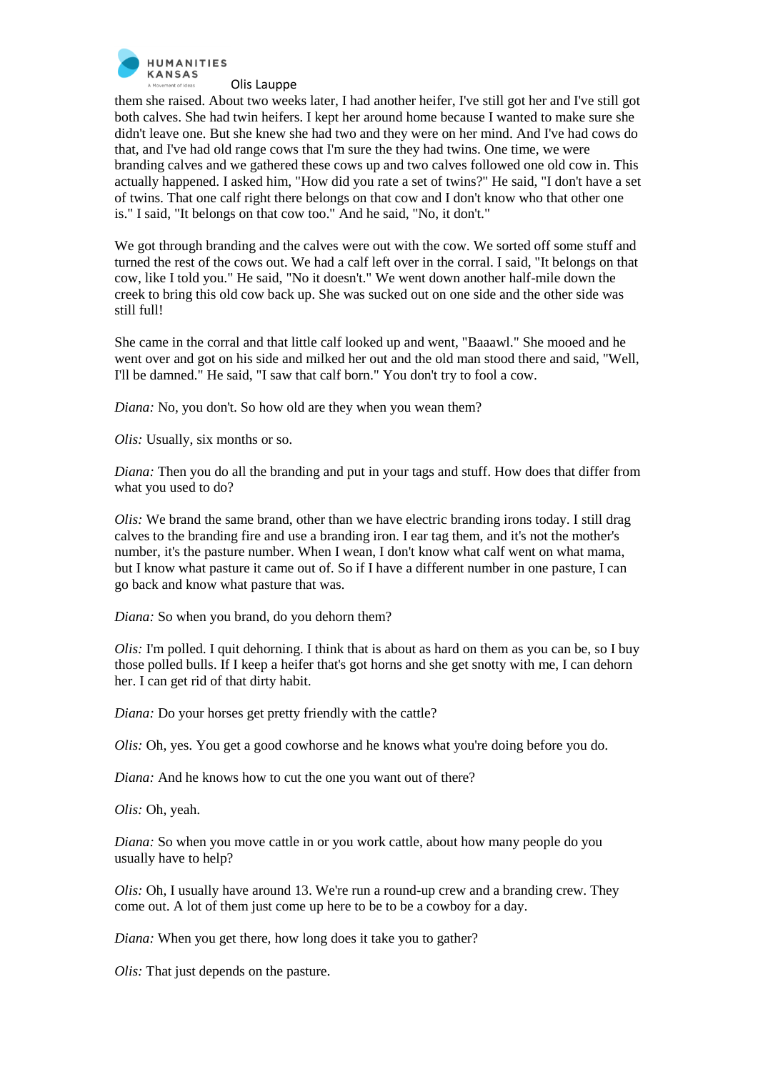them she raised. About two weeks later, I had another heifer, I've still got her and I've still got both calves. She had twin heifers. I kept her around home because I wanted to make sure she didn't leave one. But she knew she had two and they were on her mind. And I've had cows do that, and I've had old range cows that I'm sure the they had twins. One time, we were branding calves and we gathered these cows up and two calves followed one old cow in. This actually happened. I asked him, "How did you rate a set of twins?" He said, "I don't have a set of twins. That one calf right there belongs on that cow and I don't know who that other one is." I said, "It belongs on that cow too." And he said, "No, it don't."

We got through branding and the calves were out with the cow. We sorted off some stuff and turned the rest of the cows out. We had a calf left over in the corral. I said, "It belongs on that cow, like I told you." He said, "No it doesn't." We went down another half-mile down the creek to bring this old cow back up. She was sucked out on one side and the other side was still full!

She came in the corral and that little calf looked up and went, "Baaawl." She mooed and he went over and got on his side and milked her out and the old man stood there and said, "Well, I'll be damned." He said, "I saw that calf born." You don't try to fool a cow.

*Diana:* No, you don't. So how old are they when you wean them?

*Olis:* Usually, six months or so.

*Diana:* Then you do all the branding and put in your tags and stuff. How does that differ from what you used to do?

*Olis:* We brand the same brand, other than we have electric branding irons today. I still drag calves to the branding fire and use a branding iron. I ear tag them, and it's not the mother's number, it's the pasture number. When I wean, I don't know what calf went on what mama, but I know what pasture it came out of. So if I have a different number in one pasture, I can go back and know what pasture that was.

*Diana:* So when you brand, do you dehorn them?

*Olis:* I'm polled. I quit dehorning. I think that is about as hard on them as you can be, so I buy those polled bulls. If I keep a heifer that's got horns and she get snotty with me, I can dehorn her. I can get rid of that dirty habit.

*Diana:* Do your horses get pretty friendly with the cattle?

*Olis:* Oh, yes. You get a good cowhorse and he knows what you're doing before you do.

*Diana:* And he knows how to cut the one you want out of there?

*Olis:* Oh, yeah.

*Diana:* So when you move cattle in or you work cattle, about how many people do you usually have to help?

*Olis:* Oh, I usually have around 13. We're run a round-up crew and a branding crew. They come out. A lot of them just come up here to be to be a cowboy for a day.

*Diana:* When you get there, how long does it take you to gather?

*Olis:* That just depends on the pasture.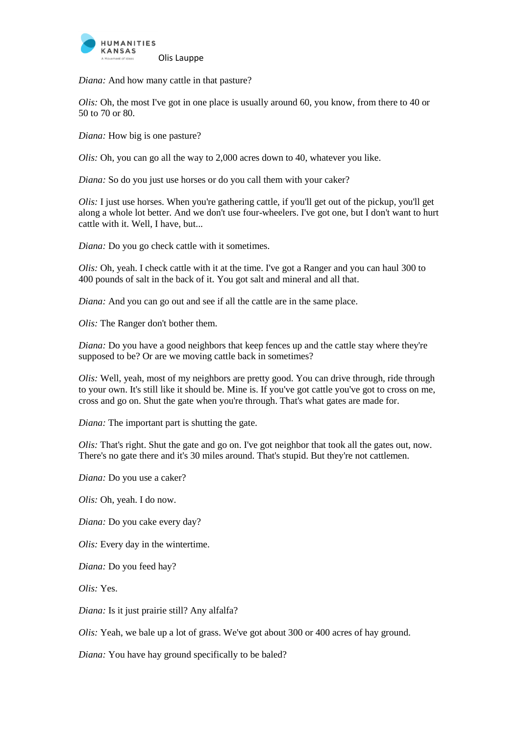*Diana:* And how many cattle in that pasture?

*Olis:* Oh, the most I've got in one place is usually around 60, you know, from there to 40 or 50 to 70 or 80.

*Diana:* How big is one pasture?

*Olis:* Oh, you can go all the way to 2,000 acres down to 40, whatever you like.

*Diana:* So do you just use horses or do you call them with your caker?

*Olis:* I just use horses. When you're gathering cattle, if you'll get out of the pickup, you'll get along a whole lot better. And we don't use four-wheelers. I've got one, but I don't want to hurt cattle with it. Well, I have, but...

*Diana:* Do you go check cattle with it sometimes.

*Olis:* Oh, yeah. I check cattle with it at the time. I've got a Ranger and you can haul 300 to 400 pounds of salt in the back of it. You got salt and mineral and all that.

*Diana:* And you can go out and see if all the cattle are in the same place.

*Olis:* The Ranger don't bother them.

*Diana:* Do you have a good neighbors that keep fences up and the cattle stay where they're supposed to be? Or are we moving cattle back in sometimes?

*Olis:* Well, yeah, most of my neighbors are pretty good. You can drive through, ride through to your own. It's still like it should be. Mine is. If you've got cattle you've got to cross on me, cross and go on. Shut the gate when you're through. That's what gates are made for.

*Diana:* The important part is shutting the gate.

*Olis:* That's right. Shut the gate and go on. I've got neighbor that took all the gates out, now. There's no gate there and it's 30 miles around. That's stupid. But they're not cattlemen.

*Diana:* Do you use a caker?

*Olis:* Oh, yeah. I do now.

*Diana:* Do you cake every day?

*Olis:* Every day in the wintertime.

*Diana:* Do you feed hay?

*Olis:* Yes.

*Diana:* Is it just prairie still? Any alfalfa?

*Olis:* Yeah, we bale up a lot of grass. We've got about 300 or 400 acres of hay ground.

*Diana:* You have hay ground specifically to be baled?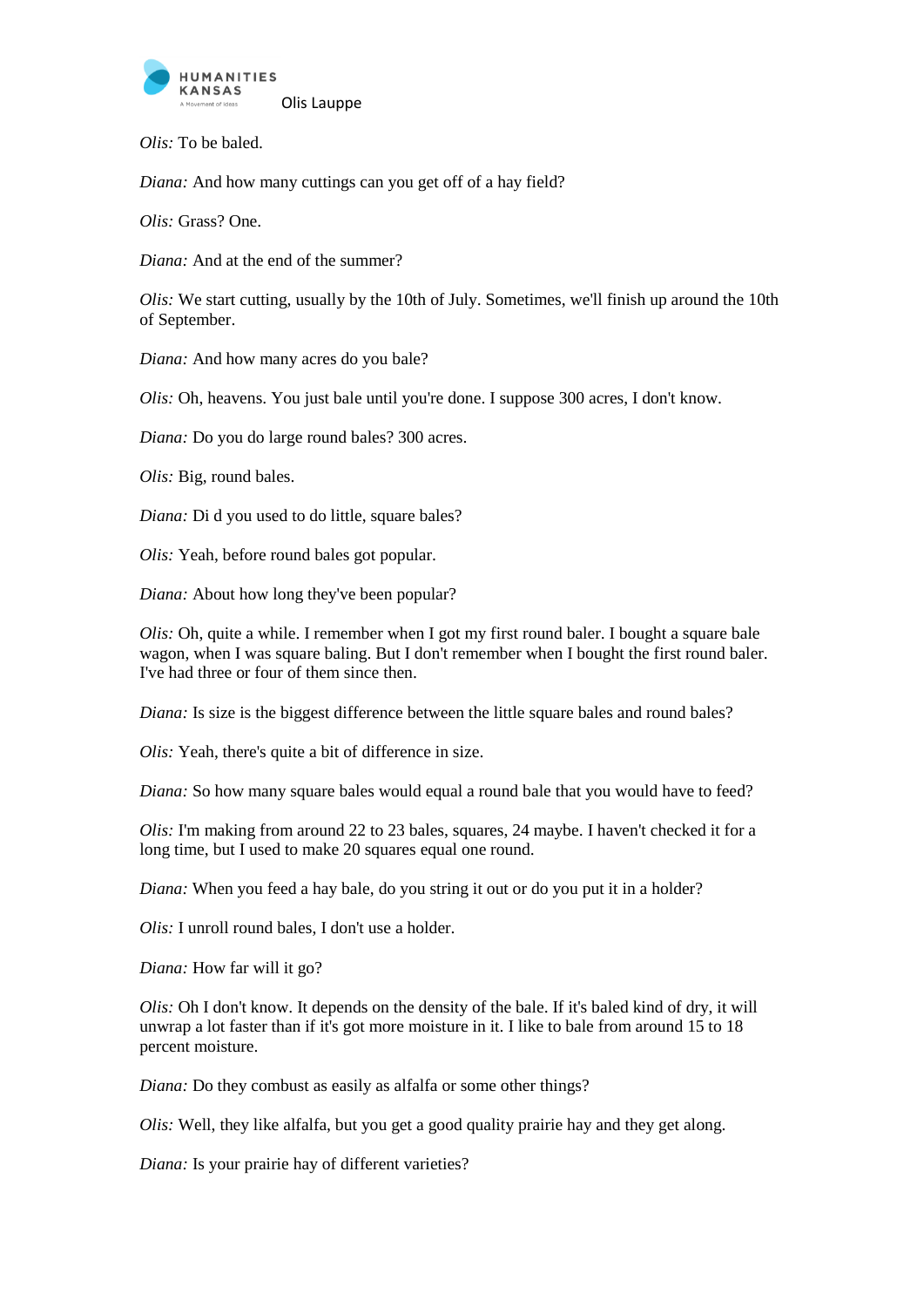*Olis:* To be baled.

*Diana:* And how many cuttings can you get off of a hay field?

*Olis:* Grass? One.

*Diana:* And at the end of the summer?

*Olis:* We start cutting, usually by the 10th of July. Sometimes, we'll finish up around the 10th of September.

*Diana:* And how many acres do you bale?

*Olis:* Oh, heavens. You just bale until you're done. I suppose 300 acres, I don't know.

*Diana:* Do you do large round bales? 300 acres.

*Olis:* Big, round bales.

*Diana:* Di d you used to do little, square bales?

*Olis:* Yeah, before round bales got popular.

*Diana:* About how long they've been popular?

*Olis:* Oh, quite a while. I remember when I got my first round baler. I bought a square bale wagon, when I was square baling. But I don't remember when I bought the first round baler. I've had three or four of them since then.

*Diana:* Is size is the biggest difference between the little square bales and round bales?

*Olis:* Yeah, there's quite a bit of difference in size.

*Diana:* So how many square bales would equal a round bale that you would have to feed?

*Olis:* I'm making from around 22 to 23 bales, squares, 24 maybe. I haven't checked it for a long time, but I used to make 20 squares equal one round.

*Diana:* When you feed a hay bale, do you string it out or do you put it in a holder?

*Olis:* I unroll round bales, I don't use a holder.

*Diana:* How far will it go?

*Olis:* Oh I don't know. It depends on the density of the bale. If it's baled kind of dry, it will unwrap a lot faster than if it's got more moisture in it. I like to bale from around 15 to 18 percent moisture.

*Diana:* Do they combust as easily as alfalfa or some other things?

*Olis:* Well, they like alfalfa, but you get a good quality prairie hay and they get along.

*Diana:* Is your prairie hay of different varieties?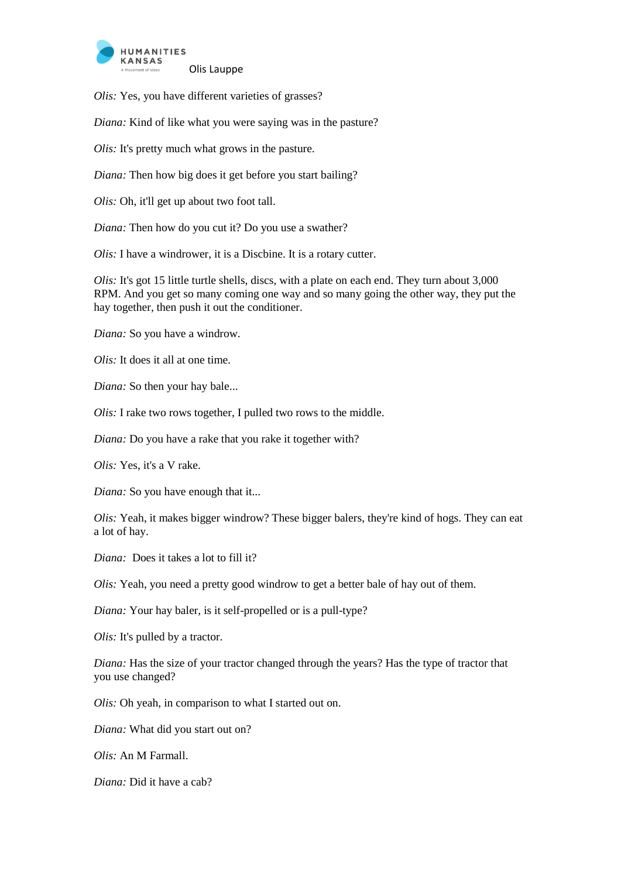*Olis:* Yes, you have different varieties of grasses?

*Diana:* Kind of like what you were saying was in the pasture?

*Olis:* It's pretty much what grows in the pasture.

*Diana:* Then how big does it get before you start bailing?

*Olis:* Oh, it'll get up about two foot tall.

*Diana:* Then how do you cut it? Do you use a swather?

*Olis:* I have a windrower, it is a Discbine. It is a rotary cutter.

*Olis:* It's got 15 little turtle shells, discs, with a plate on each end. They turn about 3,000 RPM. And you get so many coming one way and so many going the other way, they put the hay together, then push it out the conditioner.

*Diana:* So you have a windrow.

*Olis:* It does it all at one time.

*Diana:* So then your hay bale...

*Olis:* I rake two rows together, I pulled two rows to the middle.

*Diana:* Do you have a rake that you rake it together with?

*Olis:* Yes, it's a V rake.

*Diana:* So you have enough that it...

*Olis:* Yeah, it makes bigger windrow? These bigger balers, they're kind of hogs. They can eat a lot of hay.

*Diana:* Does it takes a lot to fill it?

*Olis:* Yeah, you need a pretty good windrow to get a better bale of hay out of them.

*Diana:* Your hay baler, is it self-propelled or is a pull-type?

*Olis:* It's pulled by a tractor.

*Diana:* Has the size of your tractor changed through the years? Has the type of tractor that you use changed?

*Olis:* Oh yeah, in comparison to what I started out on.

*Diana:* What did you start out on?

*Olis:* An M Farmall.

*Diana:* Did it have a cab?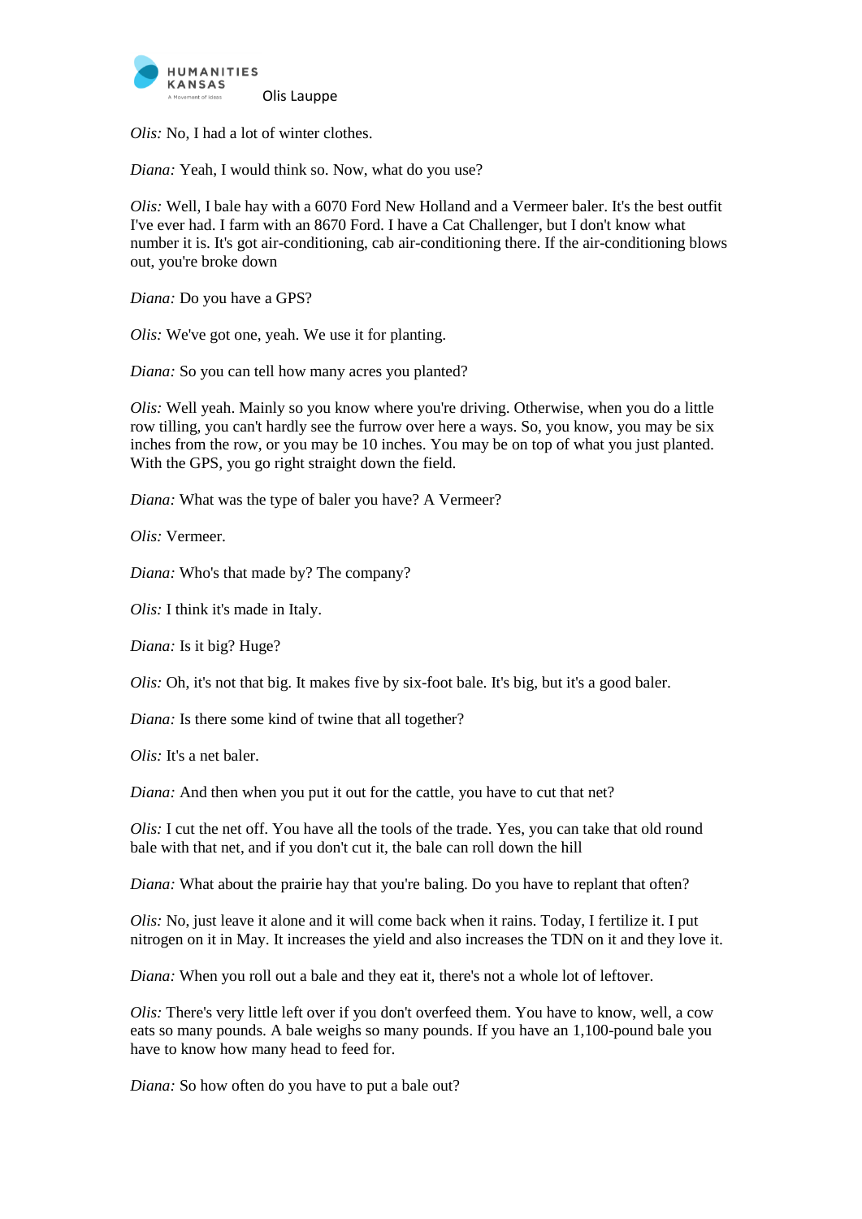*Olis:* No, I had a lot of winter clothes.

*Diana:* Yeah, I would think so. Now, what do you use?

*Olis:* Well, I bale hay with a 6070 Ford New Holland and a Vermeer baler. It's the best outfit I've ever had. I farm with an 8670 Ford. I have a Cat Challenger, but I don't know what number it is. It's got air-conditioning, cab air-conditioning there. If the air-conditioning blows out, you're broke down

*Diana:* Do you have a GPS?

*Olis:* We've got one, yeah. We use it for planting.

*Diana:* So you can tell how many acres you planted?

*Olis:* Well yeah. Mainly so you know where you're driving. Otherwise, when you do a little row tilling, you can't hardly see the furrow over here a ways. So, you know, you may be six inches from the row, or you may be 10 inches. You may be on top of what you just planted. With the GPS, you go right straight down the field.

*Diana:* What was the type of baler you have? A Vermeer?

*Olis:* Vermeer.

*Diana:* Who's that made by? The company?

*Olis:* I think it's made in Italy.

*Diana:* Is it big? Huge?

*Olis:* Oh, it's not that big. It makes five by six-foot bale. It's big, but it's a good baler.

*Diana:* Is there some kind of twine that all together?

*Olis:* It's a net baler.

*Diana:* And then when you put it out for the cattle, you have to cut that net?

*Olis:* I cut the net off. You have all the tools of the trade. Yes, you can take that old round bale with that net, and if you don't cut it, the bale can roll down the hill

*Diana:* What about the prairie hay that you're baling. Do you have to replant that often?

*Olis:* No, just leave it alone and it will come back when it rains. Today, I fertilize it. I put nitrogen on it in May. It increases the yield and also increases the TDN on it and they love it.

*Diana:* When you roll out a bale and they eat it, there's not a whole lot of leftover.

*Olis:* There's very little left over if you don't overfeed them. You have to know, well, a cow eats so many pounds. A bale weighs so many pounds. If you have an 1,100-pound bale you have to know how many head to feed for.

*Diana:* So how often do you have to put a bale out?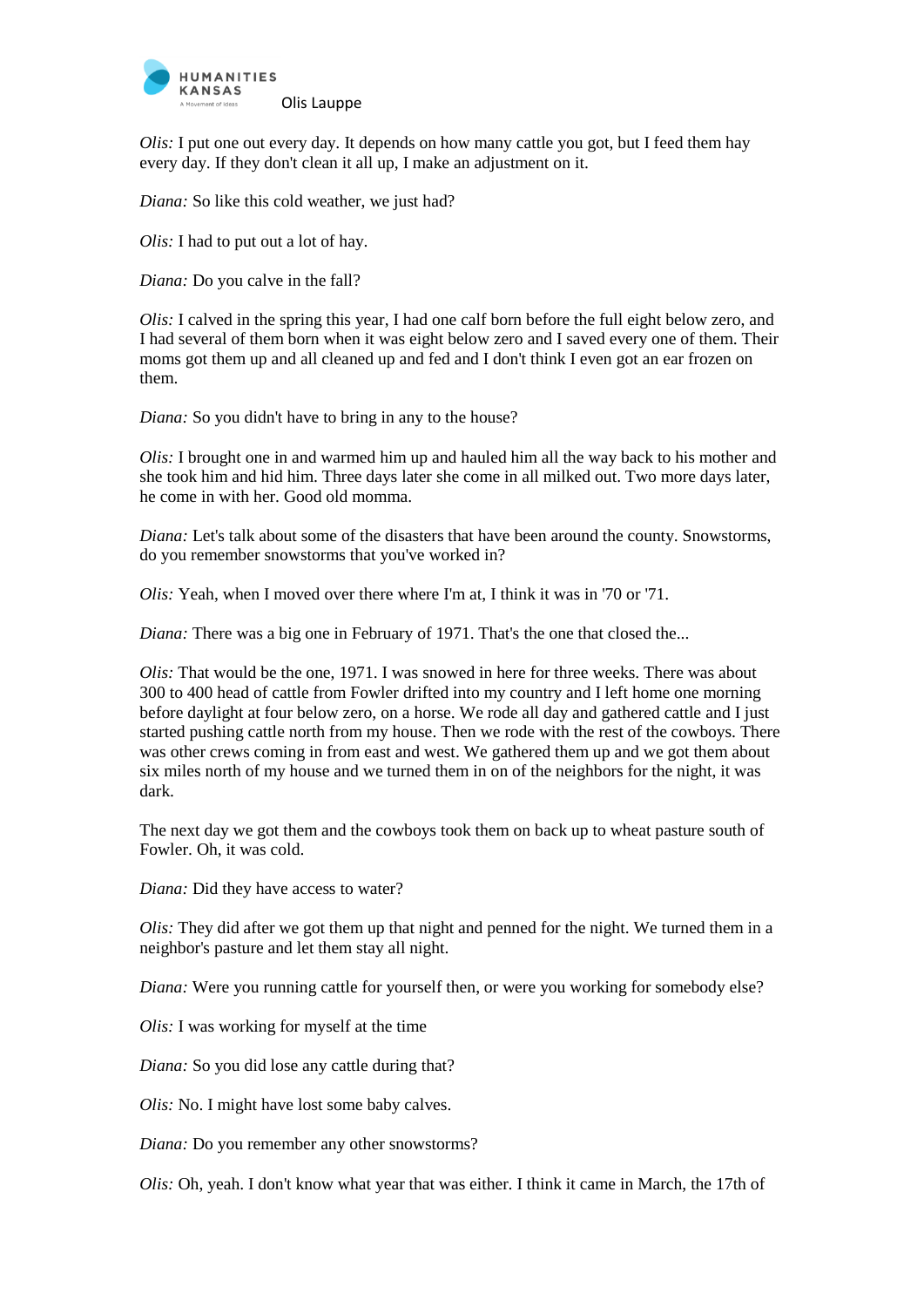*Olis:* I put one out every day. It depends on how many cattle you got, but I feed them hay every day. If they don't clean it all up, I make an adjustment on it.

*Diana:* So like this cold weather, we just had?

*Olis:* I had to put out a lot of hay.

*Diana:* Do you calve in the fall?

*Olis:* I calved in the spring this year, I had one calf born before the full eight below zero, and I had several of them born when it was eight below zero and I saved every one of them. Their moms got them up and all cleaned up and fed and I don't think I even got an ear frozen on them.

*Diana:* So you didn't have to bring in any to the house?

*Olis:* I brought one in and warmed him up and hauled him all the way back to his mother and she took him and hid him. Three days later she come in all milked out. Two more days later, he come in with her. Good old momma.

*Diana:* Let's talk about some of the disasters that have been around the county. Snowstorms, do you remember snowstorms that you've worked in?

*Olis:* Yeah, when I moved over there where I'm at, I think it was in '70 or '71.

*Diana:* There was a big one in February of 1971. That's the one that closed the...

*Olis:* That would be the one, 1971. I was snowed in here for three weeks. There was about 300 to 400 head of cattle from Fowler drifted into my country and I left home one morning before daylight at four below zero, on a horse. We rode all day and gathered cattle and I just started pushing cattle north from my house. Then we rode with the rest of the cowboys. There was other crews coming in from east and west. We gathered them up and we got them about six miles north of my house and we turned them in on of the neighbors for the night, it was dark.

The next day we got them and the cowboys took them on back up to wheat pasture south of Fowler. Oh, it was cold.

*Diana:* Did they have access to water?

*Olis:* They did after we got them up that night and penned for the night. We turned them in a neighbor's pasture and let them stay all night.

*Diana:* Were you running cattle for yourself then, or were you working for somebody else?

*Olis:* I was working for myself at the time

*Diana:* So you did lose any cattle during that?

*Olis:* No. I might have lost some baby calves.

*Diana:* Do you remember any other snowstorms?

*Olis:* Oh, yeah. I don't know what year that was either. I think it came in March, the 17th of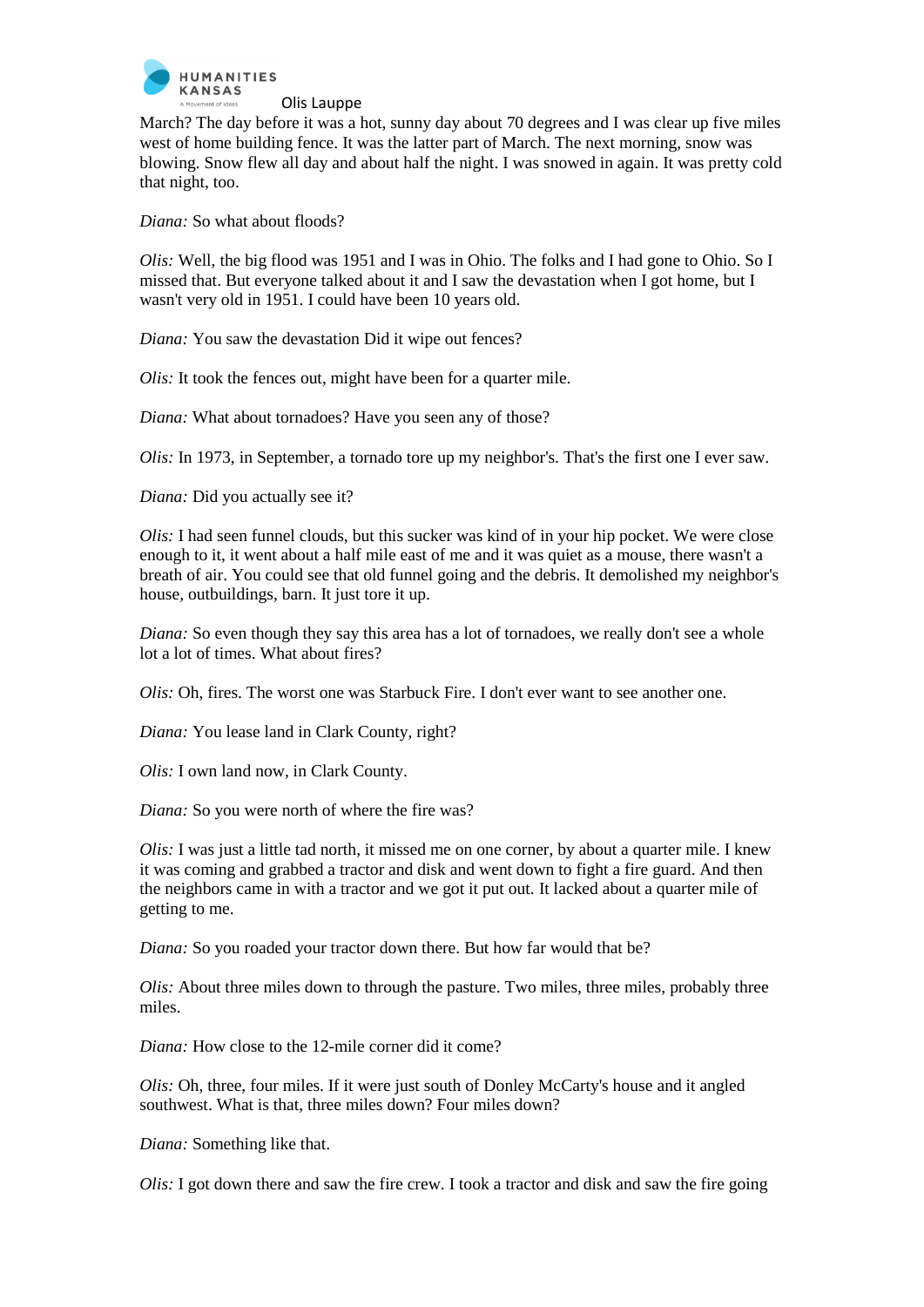March? The day before it was a hot, sunny day about 70 degrees and I was clear up five miles west of home building fence. It was the latter part of March. The next morning, snow was blowing. Snow flew all day and about half the night. I was snowed in again. It was pretty cold that night, too.

*Diana:* So what about floods?

*Olis:* Well, the big flood was 1951 and I was in Ohio. The folks and I had gone to Ohio. So I missed that. But everyone talked about it and I saw the devastation when I got home, but I wasn't very old in 1951. I could have been 10 years old.

*Diana:* You saw the devastation Did it wipe out fences?

*Olis:* It took the fences out, might have been for a quarter mile.

*Diana:* What about tornadoes? Have you seen any of those?

*Olis:* In 1973, in September, a tornado tore up my neighbor's. That's the first one I ever saw.

*Diana:* Did you actually see it?

*Olis:* I had seen funnel clouds, but this sucker was kind of in your hip pocket. We were close enough to it, it went about a half mile east of me and it was quiet as a mouse, there wasn't a breath of air. You could see that old funnel going and the debris. It demolished my neighbor's house, outbuildings, barn. It just tore it up.

*Diana:* So even though they say this area has a lot of tornadoes, we really don't see a whole lot a lot of times. What about fires?

*Olis:* Oh, fires. The worst one was Starbuck Fire. I don't ever want to see another one.

*Diana:* You lease land in Clark County, right?

*Olis:* I own land now, in Clark County.

*Diana:* So you were north of where the fire was?

*Olis:* I was just a little tad north, it missed me on one corner, by about a quarter mile. I knew it was coming and grabbed a tractor and disk and went down to fight a fire guard. And then the neighbors came in with a tractor and we got it put out. It lacked about a quarter mile of getting to me.

*Diana:* So you roaded your tractor down there. But how far would that be?

*Olis:* About three miles down to through the pasture. Two miles, three miles, probably three miles.

*Diana:* How close to the 12-mile corner did it come?

*Olis:* Oh, three, four miles. If it were just south of Donley McCarty's house and it angled southwest. What is that, three miles down? Four miles down?

*Diana:* Something like that.

*Olis:* I got down there and saw the fire crew. I took a tractor and disk and saw the fire going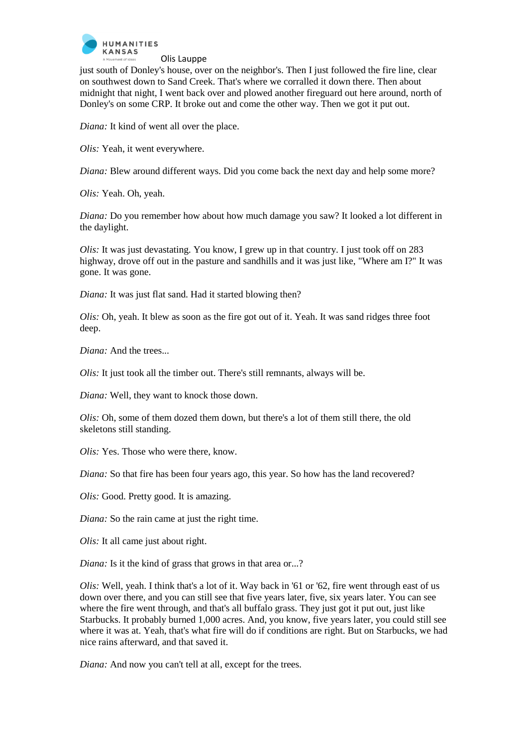just south of Donley's house, over on the neighbor's. Then I just followed the fire line, clear on southwest down to Sand Creek. That's where we corralled it down there. Then about midnight that night, I went back over and plowed another fireguard out here around, north of Donley's on some CRP. It broke out and come the other way. Then we got it put out.

*Diana:* It kind of went all over the place.

*Olis:* Yeah, it went everywhere.

*Diana:* Blew around different ways. Did you come back the next day and help some more?

*Olis:* Yeah. Oh, yeah.

*Diana:* Do you remember how about how much damage you saw? It looked a lot different in the daylight.

*Olis:* It was just devastating. You know, I grew up in that country. I just took off on 283 highway, drove off out in the pasture and sandhills and it was just like, "Where am I?" It was gone. It was gone.

*Diana:* It was just flat sand. Had it started blowing then?

*Olis:* Oh, yeah. It blew as soon as the fire got out of it. Yeah. It was sand ridges three foot deep.

*Diana:* And the trees...

*Olis:* It just took all the timber out. There's still remnants, always will be.

*Diana:* Well, they want to knock those down.

*Olis:* Oh, some of them dozed them down, but there's a lot of them still there, the old skeletons still standing.

*Olis:* Yes. Those who were there, know.

*Diana:* So that fire has been four years ago, this year. So how has the land recovered?

*Olis:* Good. Pretty good. It is amazing.

*Diana:* So the rain came at just the right time.

*Olis:* It all came just about right.

*Diana:* Is it the kind of grass that grows in that area or...?

*Olis:* Well, yeah. I think that's a lot of it. Way back in '61 or '62, fire went through east of us down over there, and you can still see that five years later, five, six years later. You can see where the fire went through, and that's all buffalo grass. They just got it put out, just like Starbucks. It probably burned 1,000 acres. And, you know, five years later, you could still see where it was at. Yeah, that's what fire will do if conditions are right. But on Starbucks, we had nice rains afterward, and that saved it.

*Diana:* And now you can't tell at all, except for the trees.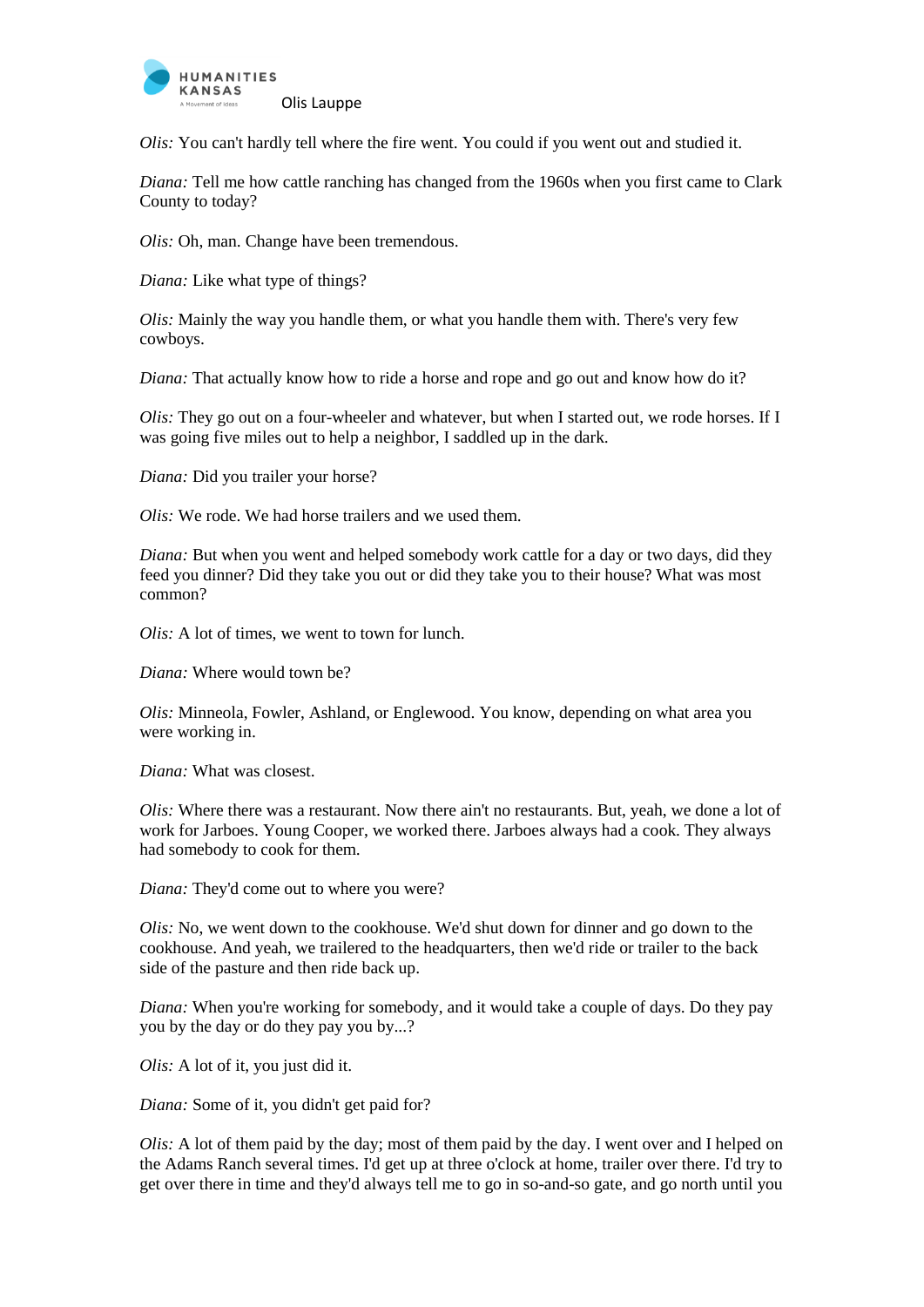*Olis:* You can't hardly tell where the fire went. You could if you went out and studied it.

*Diana:* Tell me how cattle ranching has changed from the 1960s when you first came to Clark County to today?

*Olis:* Oh, man. Change have been tremendous.

*Diana:* Like what type of things?

*Olis:* Mainly the way you handle them, or what you handle them with. There's very few cowboys.

*Diana:* That actually know how to ride a horse and rope and go out and know how do it?

*Olis:* They go out on a four-wheeler and whatever, but when I started out, we rode horses. If I was going five miles out to help a neighbor, I saddled up in the dark.

*Diana:* Did you trailer your horse?

*Olis:* We rode. We had horse trailers and we used them.

*Diana:* But when you went and helped somebody work cattle for a day or two days, did they feed you dinner? Did they take you out or did they take you to their house? What was most common?

*Olis:* A lot of times, we went to town for lunch.

*Diana:* Where would town be?

*Olis:* Minneola, Fowler, Ashland, or Englewood. You know, depending on what area you were working in.

*Diana:* What was closest.

*Olis:* Where there was a restaurant. Now there ain't no restaurants. But, yeah, we done a lot of work for Jarboes. Young Cooper, we worked there. Jarboes always had a cook. They always had somebody to cook for them.

*Diana:* They'd come out to where you were?

*Olis:* No, we went down to the cookhouse. We'd shut down for dinner and go down to the cookhouse. And yeah, we trailered to the headquarters, then we'd ride or trailer to the back side of the pasture and then ride back up.

*Diana:* When you're working for somebody, and it would take a couple of days. Do they pay you by the day or do they pay you by...?

*Olis:* A lot of it, you just did it.

*Diana:* Some of it, you didn't get paid for?

*Olis:* A lot of them paid by the day; most of them paid by the day. I went over and I helped on the Adams Ranch several times. I'd get up at three o'clock at home, trailer over there. I'd try to get over there in time and they'd always tell me to go in so-and-so gate, and go north until you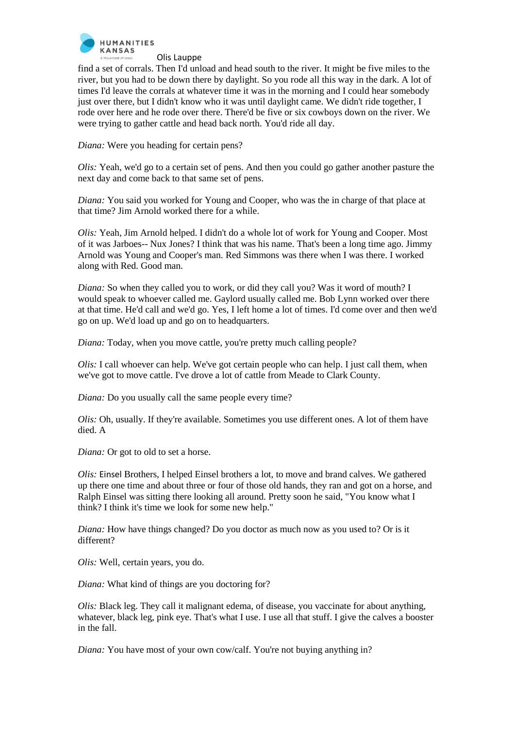find a set of corrals. Then I'd unload and head south to the river. It might be five miles to the river, but you had to be down there by daylight. So you rode all this way in the dark. A lot of times I'd leave the corrals at whatever time it was in the morning and I could hear somebody just over there, but I didn't know who it was until daylight came. We didn't ride together, I rode over here and he rode over there. There'd be five or six cowboys down on the river. We were trying to gather cattle and head back north. You'd ride all day.

*Diana:* Were you heading for certain pens?

*Olis:* Yeah, we'd go to a certain set of pens. And then you could go gather another pasture the next day and come back to that same set of pens.

*Diana:* You said you worked for Young and Cooper, who was the in charge of that place at that time? Jim Arnold worked there for a while.

*Olis:* Yeah, Jim Arnold helped. I didn't do a whole lot of work for Young and Cooper. Most of it was Jarboes-- Nux Jones? I think that was his name. That's been a long time ago. Jimmy Arnold was Young and Cooper's man. Red Simmons was there when I was there. I worked along with Red. Good man.

*Diana:* So when they called you to work, or did they call you? Was it word of mouth? I would speak to whoever called me. Gaylord usually called me. Bob Lynn worked over there at that time. He'd call and we'd go. Yes, I left home a lot of times. I'd come over and then we'd go on up. We'd load up and go on to headquarters.

*Diana:* Today, when you move cattle, you're pretty much calling people?

*Olis:* I call whoever can help. We've got certain people who can help. I just call them, when we've got to move cattle. I've drove a lot of cattle from Meade to Clark County.

*Diana:* Do you usually call the same people every time?

*Olis:* Oh, usually. If they're available. Sometimes you use different ones. A lot of them have died. A

*Diana:* Or got to old to set a horse.

*Olis:* Einsel Brothers, I helped Einsel brothers a lot, to move and brand calves. We gathered up there one time and about three or four of those old hands, they ran and got on a horse, and Ralph Einsel was sitting there looking all around. Pretty soon he said, "You know what I think? I think it's time we look for some new help."

*Diana:* How have things changed? Do you doctor as much now as you used to? Or is it different?

*Olis:* Well, certain years, you do.

*Diana:* What kind of things are you doctoring for?

*Olis:* Black leg. They call it malignant edema, of disease, you vaccinate for about anything, whatever, black leg, pink eye. That's what I use. I use all that stuff. I give the calves a booster in the fall.

*Diana:* You have most of your own cow/calf. You're not buying anything in?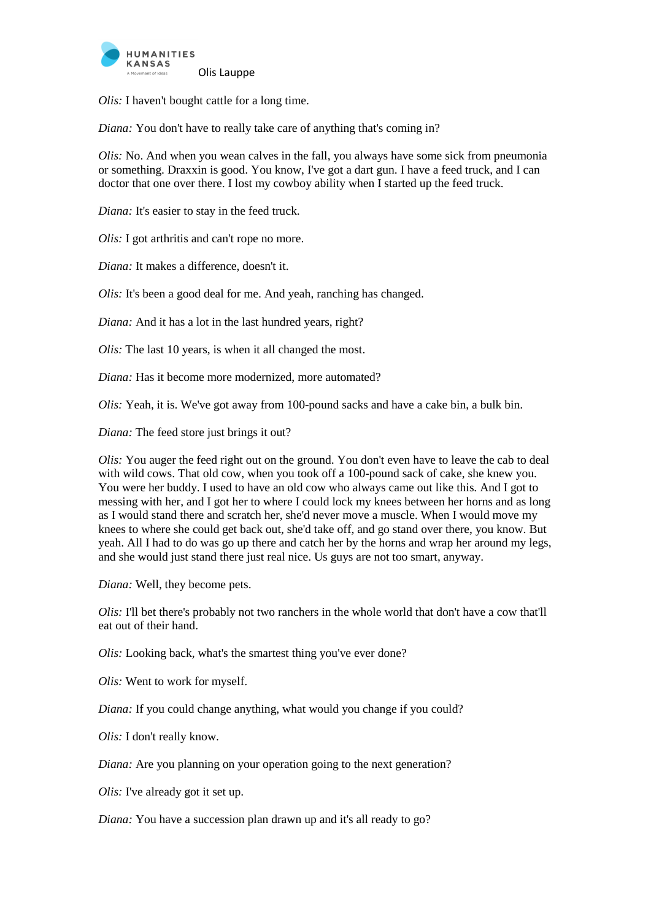*Olis:* I haven't bought cattle for a long time.

*Diana:* You don't have to really take care of anything that's coming in?

*Olis:* No. And when you wean calves in the fall, you always have some sick from pneumonia or something. Draxxin is good. You know, I've got a dart gun. I have a feed truck, and I can doctor that one over there. I lost my cowboy ability when I started up the feed truck.

*Diana:* It's easier to stay in the feed truck.

*Olis:* I got arthritis and can't rope no more.

*Diana:* It makes a difference, doesn't it.

*Olis:* It's been a good deal for me. And yeah, ranching has changed.

*Diana:* And it has a lot in the last hundred years, right?

*Olis:* The last 10 years, is when it all changed the most.

*Diana:* Has it become more modernized, more automated?

*Olis:* Yeah, it is. We've got away from 100-pound sacks and have a cake bin, a bulk bin.

*Diana:* The feed store just brings it out?

*Olis:* You auger the feed right out on the ground. You don't even have to leave the cab to deal with wild cows. That old cow, when you took off a 100-pound sack of cake, she knew you. You were her buddy. I used to have an old cow who always came out like this. And I got to messing with her, and I got her to where I could lock my knees between her horns and as long as I would stand there and scratch her, she'd never move a muscle. When I would move my knees to where she could get back out, she'd take off, and go stand over there, you know. But yeah. All I had to do was go up there and catch her by the horns and wrap her around my legs, and she would just stand there just real nice. Us guys are not too smart, anyway.

*Diana:* Well, they become pets.

*Olis:* I'll bet there's probably not two ranchers in the whole world that don't have a cow that'll eat out of their hand.

*Olis:* Looking back, what's the smartest thing you've ever done?

*Olis:* Went to work for myself.

*Diana:* If you could change anything, what would you change if you could?

*Olis:* I don't really know.

*Diana:* Are you planning on your operation going to the next generation?

*Olis:* I've already got it set up.

*Diana:* You have a succession plan drawn up and it's all ready to go?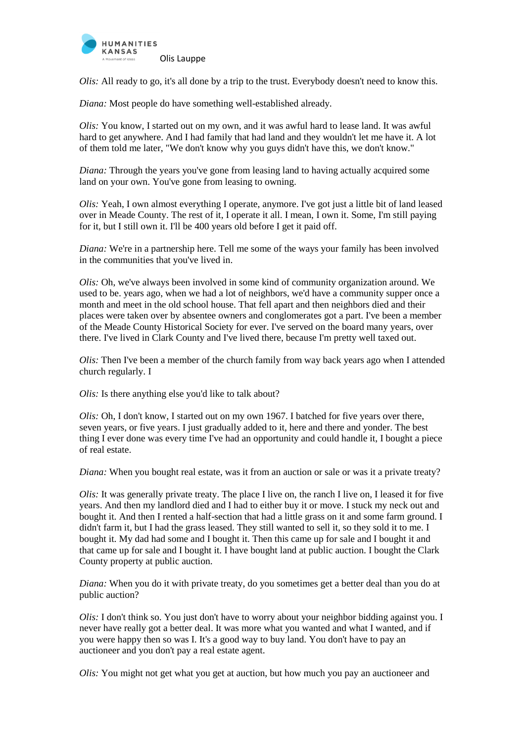*Olis:* All ready to go, it's all done by a trip to the trust. Everybody doesn't need to know this.

*Diana:* Most people do have something well-established already.

*Olis:* You know, I started out on my own, and it was awful hard to lease land. It was awful hard to get anywhere. And I had family that had land and they wouldn't let me have it. A lot of them told me later, "We don't know why you guys didn't have this, we don't know."

*Diana:* Through the years you've gone from leasing land to having actually acquired some land on your own. You've gone from leasing to owning.

*Olis:* Yeah, I own almost everything I operate, anymore. I've got just a little bit of land leased over in Meade County. The rest of it, I operate it all. I mean, I own it. Some, I'm still paying for it, but I still own it. I'll be 400 years old before I get it paid off.

*Diana:* We're in a partnership here. Tell me some of the ways your family has been involved in the communities that you've lived in.

*Olis:* Oh, we've always been involved in some kind of community organization around. We used to be. years ago, when we had a lot of neighbors, we'd have a community supper once a month and meet in the old school house. That fell apart and then neighbors died and their places were taken over by absentee owners and conglomerates got a part. I've been a member of the Meade County Historical Society for ever. I've served on the board many years, over there. I've lived in Clark County and I've lived there, because I'm pretty well taxed out.

*Olis:* Then I've been a member of the church family from way back years ago when I attended church regularly. I

*Olis:* Is there anything else you'd like to talk about?

*Olis:* Oh, I don't know, I started out on my own 1967. I batched for five years over there, seven years, or five years. I just gradually added to it, here and there and yonder. The best thing I ever done was every time I've had an opportunity and could handle it, I bought a piece of real estate.

*Diana:* When you bought real estate, was it from an auction or sale or was it a private treaty?

*Olis:* It was generally private treaty. The place I live on, the ranch I live on, I leased it for five years. And then my landlord died and I had to either buy it or move. I stuck my neck out and bought it. And then I rented a half-section that had a little grass on it and some farm ground. I didn't farm it, but I had the grass leased. They still wanted to sell it, so they sold it to me. I bought it. My dad had some and I bought it. Then this came up for sale and I bought it and that came up for sale and I bought it. I have bought land at public auction. I bought the Clark County property at public auction.

*Diana:* When you do it with private treaty, do you sometimes get a better deal than you do at public auction?

*Olis:* I don't think so. You just don't have to worry about your neighbor bidding against you. I never have really got a better deal. It was more what you wanted and what I wanted, and if you were happy then so was I. It's a good way to buy land. You don't have to pay an auctioneer and you don't pay a real estate agent.

*Olis:* You might not get what you get at auction, but how much you pay an auctioneer and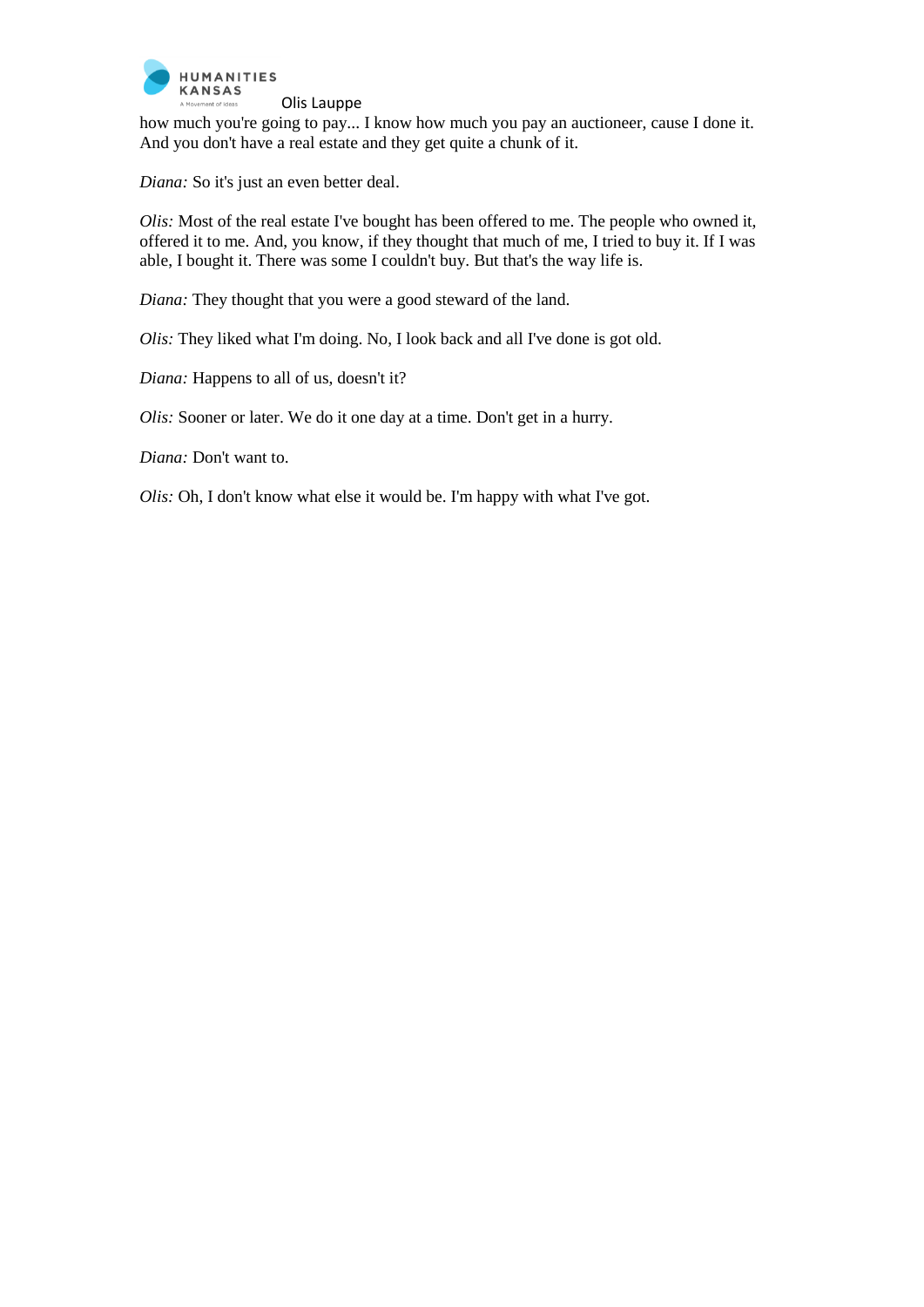how much you're going to pay... I know how much you pay an auctioneer, cause I done it. And you don't have a real estate and they get quite a chunk of it.

*Diana:* So it's just an even better deal.

*Olis:* Most of the real estate I've bought has been offered to me. The people who owned it, offered it to me. And, you know, if they thought that much of me, I tried to buy it. If I was able, I bought it. There was some I couldn't buy. But that's the way life is.

*Diana:* They thought that you were a good steward of the land.

*Olis:* They liked what I'm doing. No, I look back and all I've done is got old.

*Diana:* Happens to all of us, doesn't it?

*Olis:* Sooner or later. We do it one day at a time. Don't get in a hurry.

*Diana:* Don't want to.

*Olis:* Oh, I don't know what else it would be. I'm happy with what I've got.